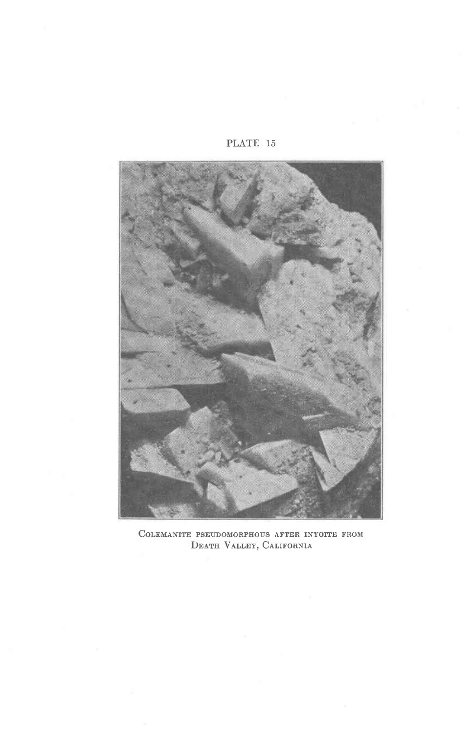PLATE 15

Colemanite pseudomorphous after inyoite from Death Valley, California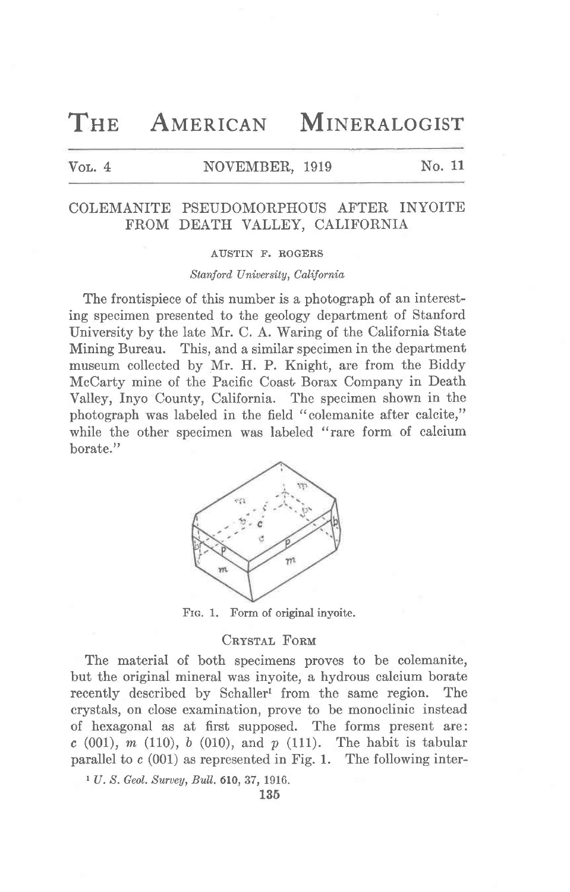# The American Mineralogist

Vol. 4 NOVEMBER, 1919 No. 11

## COLEMANITE PSEUDOMORPHOUS AFTER INYOITE FROM DEATH VALLEY, CALIFORNIA

AUSTIN F. ROGERS

*Stanford University, California*

The frontispiece of this number is a photograph of an interesting specimen presented to the geology department of Stanford University by the late Mr. C. A. Waring of the California State Mining Bureau. This, and a similar specimen in the department museum collected by Mr. H. P. Knight, are from the Biddy McCarty mine of the Pacific Coast Borax Company in Death Valley, Inyo County, California. The specimen shown in the photograph was labeled in the field "colemanite after calcite," while the other specimen was labeled "rare form of calcium borate."

Fig. 1. Form of original inyoite.

### Crystal Form

The material of both specimens proves to be colemanite, but the original mineral was inyoite, a hydrous calcium borate recently described by Schaller[1] from the same region. The crystals, on close examination, prove to be monoclinic instead of hexagonal as at first supposed. The forms present are: *c* (001), *m* (110), *b* (010), and *p* (111). The habit is tabular parallel to *c* (001) as represented in Fig. 1. The following inter-

[1] *U. S. Geol. Survey, Bull.* **610**, 37, 1916.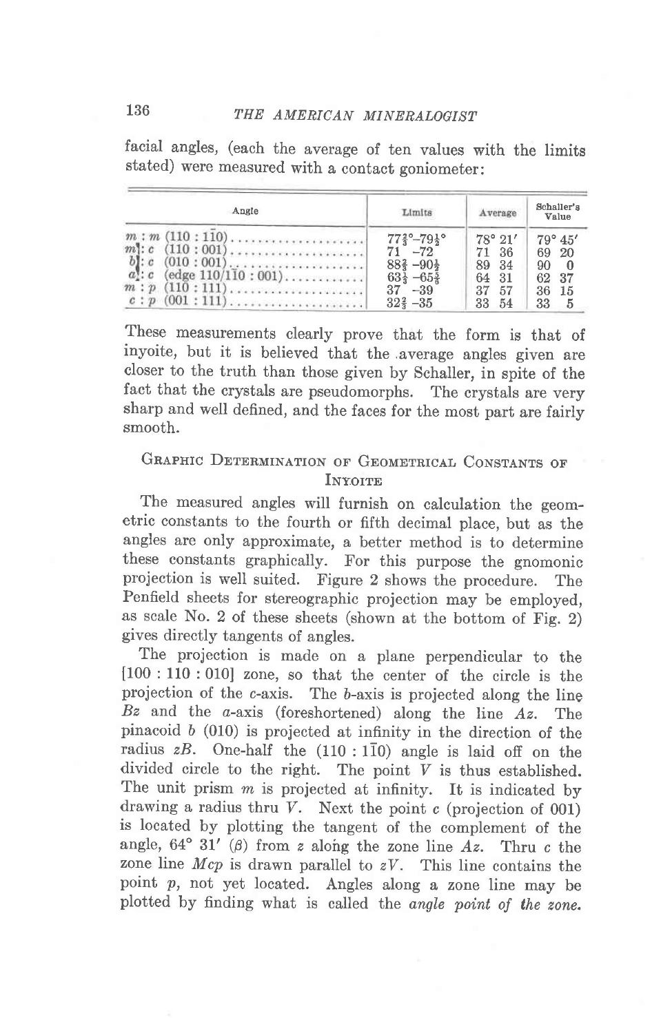facial angles, (each the average of ten values with the limits stated) were measured with a contact goniometer:

| Angle | Limits | Average | Schaller's Value |
|---|---|---|---|
| $m : m$ (110 : 1$\bar{1}$0) | 77⅔°–79½° | 78° 21′ | 79° 45′ |
| $m$ : $c$ (110 : 001) | 71 –72 | 71 36 | 69 20 |
| $b$ : $c$ (010 : 001) | 88¾ –90½ | 89 34 | 90 0 |
| $a$ : $c$ (edge 110/1$\bar{1}$0 : 001) | 63⅓ –65⅝ | 64 31 | 62 37 |
| $m : p$ (110 : 111) | 37 –39 | 37 57 | 36 15 |
| $c : p$ (001 : 111) | 32⅔ –35 | 33 54 | 33 5 |

These measurements clearly prove that the form is that of inyoite, but it is believed that the average angles given are closer to the truth than those given by Schaller, in spite of the fact that the crystals are pseudomorphs. The crystals are very sharp and well defined, and the faces for the most part are fairly smooth.

## Graphic Determination of Geometrical Constants of Inyoite

The measured angles will furnish on calculation the geometric constants to the fourth or fifth decimal place, but as the angles are only approximate, a better method is to determine these constants graphically. For this purpose the gnomonic projection is well suited. Figure 2 shows the procedure. The Penfield sheets for stereographic projection may be employed, as scale No. 2 of these sheets (shown at the bottom of Fig. 2) gives directly tangents of angles.

The projection is made on a plane perpendicular to the [100 : 110 : 010] zone, so that the center of the circle is the projection of the $c$-axis. The $b$-axis is projected along the line $Bz$ and the $a$-axis (foreshortened) along the line $Az$. The pinacoid $b$ (010) is projected at infinity in the direction of the radius $zB$. One-half the (110 : 1$\bar{1}$0) angle is laid off on the divided circle to the right. The point $V$ is thus established. The unit prism $m$ is projected at infinity. It is indicated by drawing a radius thru $V$. Next the point $c$ (projection of 001) is located by plotting the tangent of the complement of the angle, 64° 31′ ($\beta$) from $z$ along the zone line $Az$. Thru $c$ the zone line $Mcp$ is drawn parallel to $zV$. This line contains the point $p$, not yet located. Angles along a zone line may be plotted by finding what is called the *angle point of the zone.*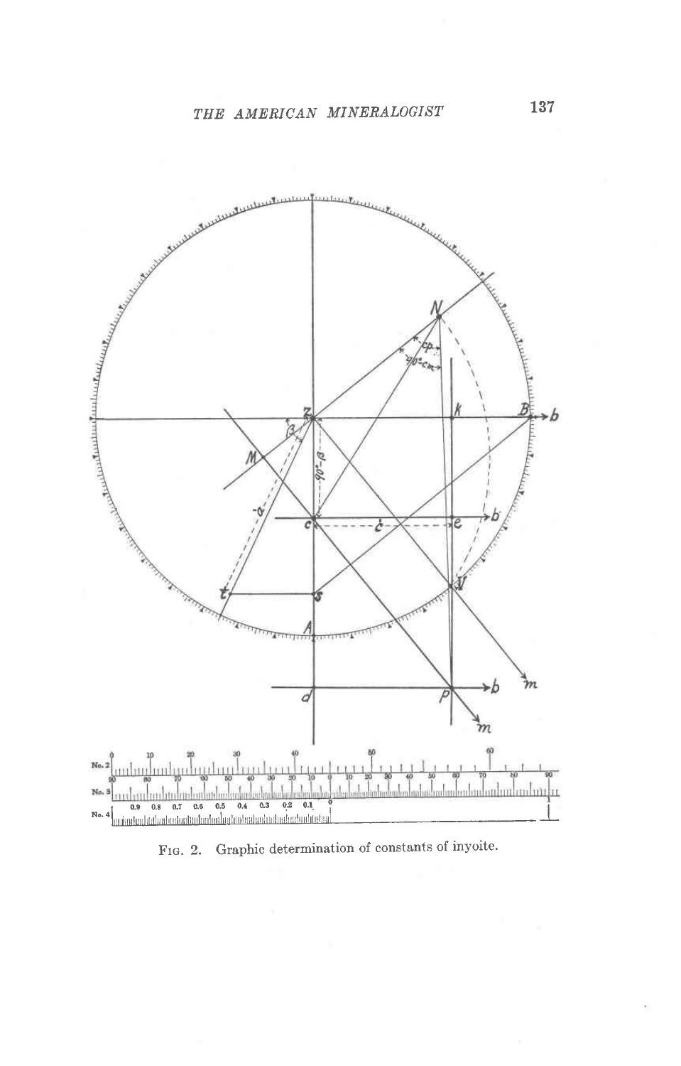FIG. 2. Graphic determination of constants of inyoite.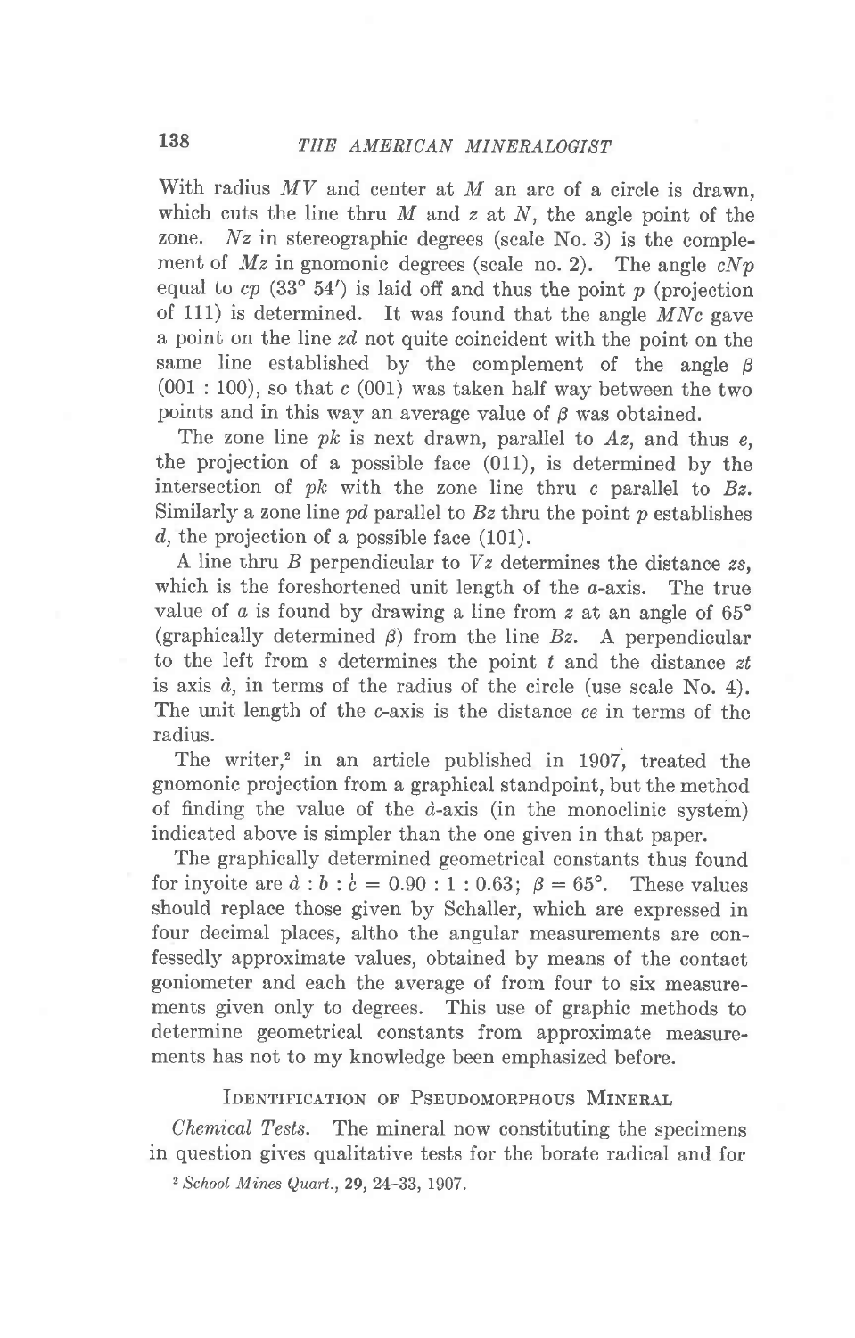With radius *MV* and center at *M* an arc of a circle is drawn, which cuts the line thru *M* and *z* at *N*, the angle point of the zone. *Nz* in stereographic degrees (scale No. 3) is the complement of *Mz* in gnomonic degrees (scale no. 2). The angle *cNp* equal to *cp* (33° 54′) is laid off and thus the point *p* (projection of 111) is determined. It was found that the angle *MNc* gave a point on the line *zd* not quite coincident with the point on the same line established by the complement of the angle $\beta$ (001 : 100), so that *c* (001) was taken half way between the two points and in this way an average value of $\beta$ was obtained.

The zone line *pk* is next drawn, parallel to *Az*, and thus *e*, the projection of a possible face (011), is determined by the intersection of *pk* with the zone line thru *c* parallel to *Bz*. Similarly a zone line *pd* parallel to *Bz* thru the point *p* establishes *d*, the projection of a possible face (101).

A line thru *B* perpendicular to *Vz* determines the distance *zs*, which is the foreshortened unit length of the *a*-axis. The true value of *a* is found by drawing a line from *z* at an angle of 65° (graphically determined $\beta$) from the line *Bz*. A perpendicular to the left from *s* determines the point *t* and the distance *zt* is axis $\dot{a}$, in terms of the radius of the circle (use scale No. 4). The unit length of the *c*-axis is the distance *ce* in terms of the radius.

The writer,[2] in an article published in 1907, treated the gnomonic projection from a graphical standpoint, but the method of finding the value of the $\dot{a}$-axis (in the monoclinic system) indicated above is simpler than the one given in that paper.

The graphically determined geometrical constants thus found for inyoite are $\dot{a} : b : \dot{c} = 0.90 : 1 : 0.63$; $\beta = 65°$. These values should replace those given by Schaller, which are expressed in four decimal places, altho the angular measurements are confessedly approximate values, obtained by means of the contact goniometer and each the average of from four to six measurements given only to degrees. This use of graphic methods to determine geometrical constants from approximate measurements has not to my knowledge been emphasized before.

## Identification of Pseudomorphous Mineral

*Chemical Tests.* The mineral now constituting the specimens in question gives qualitative tests for the borate radical and for

[2] *School Mines Quart.*, **29**, 24–33, 1907.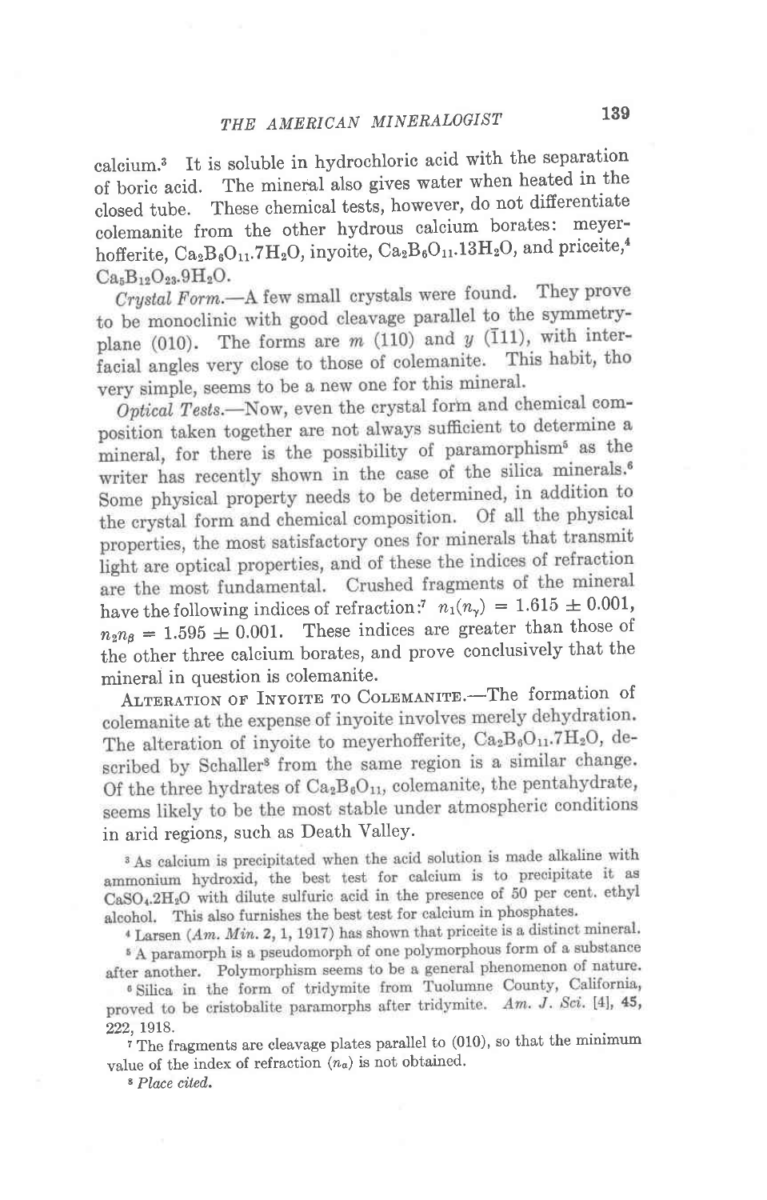calcium.[3] It is soluble in hydrochloric acid with the separation of boric acid. The mineral also gives water when heated in the closed tube. These chemical tests, however, do not differentiate colemanite from the other hydrous calcium borates: meyerhofferite, $Ca_2B_6O_{11}.7H_2O$, inyoite, $Ca_2B_6O_{11}.13H_2O$, and priceite,[4] $Ca_5B_{12}O_{23}.9H_2O$.

*Crystal Form.*—A few small crystals were found. They prove to be monoclinic with good cleavage parallel to the symmetry-plane (010). The forms are *m* (110) and *y* ($\bar{1}$11), with interfacial angles very close to those of colemanite. This habit, tho very simple, seems to be a new one for this mineral.

*Optical Tests.*—Now, even the crystal form and chemical composition taken together are not always sufficient to determine a mineral, for there is the possibility of paramorphism[5] as the writer has recently shown in the case of the silica minerals.[6] Some physical property needs to be determined, in addition to the crystal form and chemical composition. Of all the physical properties, the most satisfactory ones for minerals that transmit light are optical properties, and of these the indices of refraction are the most fundamental. Crushed fragments of the mineral have the following indices of refraction:[7] $n_1(n_\gamma) = 1.615 \pm 0.001$, $n_2n_\beta = 1.595 \pm 0.001$. These indices are greater than those of the other three calcium borates, and prove conclusively that the mineral in question is colemanite.

ALTERATION OF INYOITE TO COLEMANITE.—The formation of colemanite at the expense of inyoite involves merely dehydration. The alteration of inyoite to meyerhofferite, $Ca_2B_6O_{11}.7H_2O$, described by Schaller[8] from the same region is a similar change. Of the three hydrates of $Ca_2B_6O_{11}$, colemanite, the pentahydrate, seems likely to be the most stable under atmospheric conditions in arid regions, such as Death Valley.

[3] As calcium is precipitated when the acid solution is made alkaline with ammonium hydroxid, the best test for calcium is to precipitate it as $CaSO_4.2H_2O$ with dilute sulfuric acid in the presence of 50 per cent. ethyl alcohol. This also furnishes the best test for calcium in phosphates.

[4] Larsen (*Am. Min.* **2**, 1, 1917) has shown that priceite is a distinct mineral.

[5] A paramorph is a pseudomorph of one polymorphous form of a substance after another. Polymorphism seems to be a general phenomenon of nature.

[6] Silica in the form of tridymite from Tuolumne County, California, proved to be cristobalite paramorphs after tridymite. *Am. J. Sci.* [4], **45**, 222, 1918.

[7] The fragments are cleavage plates parallel to (010), so that the minimum value of the index of refraction ($n_\alpha$) is not obtained.

[8] *Place cited.*